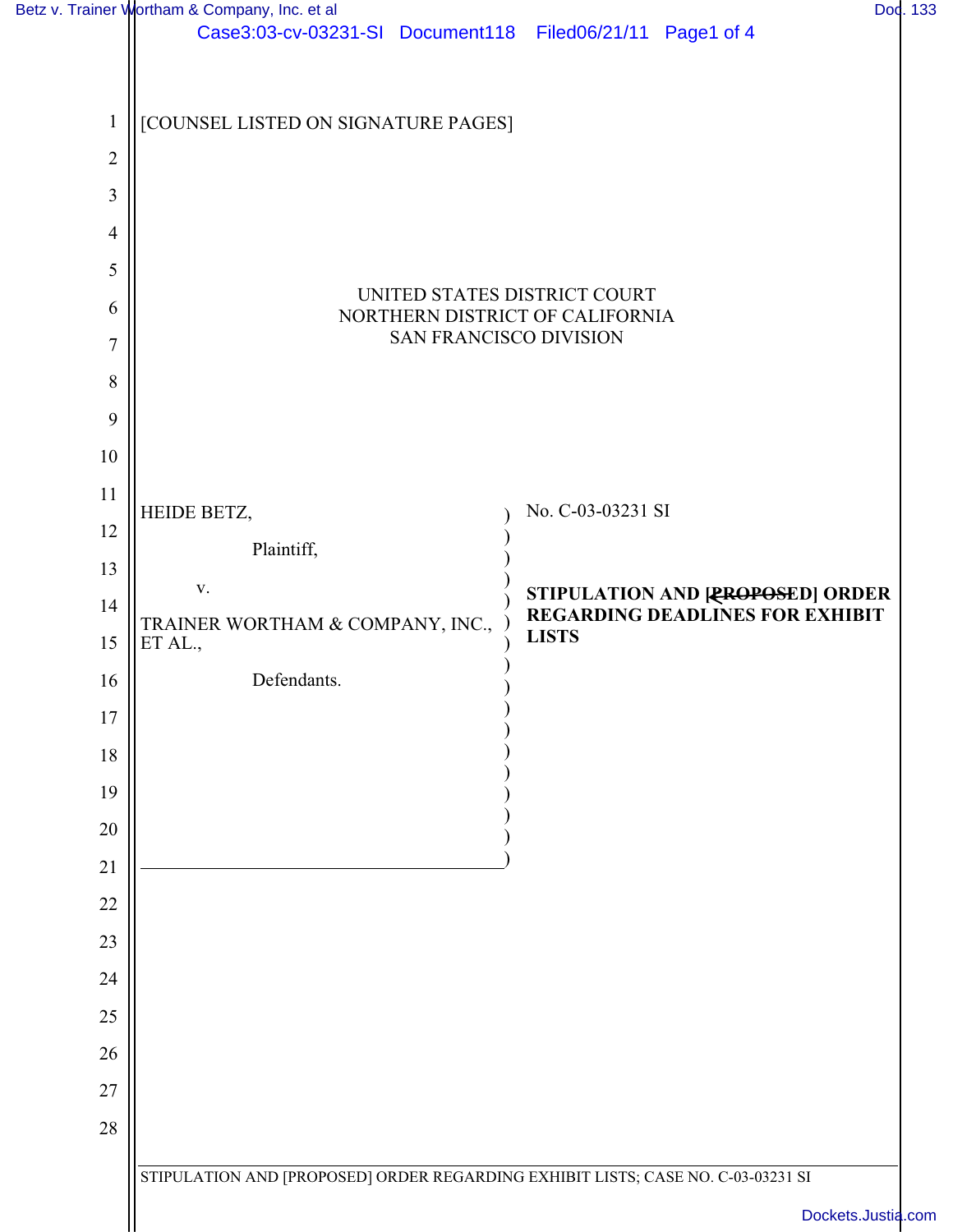[COUNSEL LISTED ON SIGNATURE PAGES]

UNITED STATES DISTRICT COURT
NORTHERN DISTRICT OF CALIFORNIA
SAN FRANCISCO DIVISION

HEIDE BETZ,

Plaintiff,

v.

TRAINER WORTHAM & COMPANY, INC., ET AL.,

Defendants.

No. C-03-03231 SI

**STIPULATION AND [~~PROPOSED~~] ORDER REGARDING DEADLINES FOR EXHIBIT LISTS**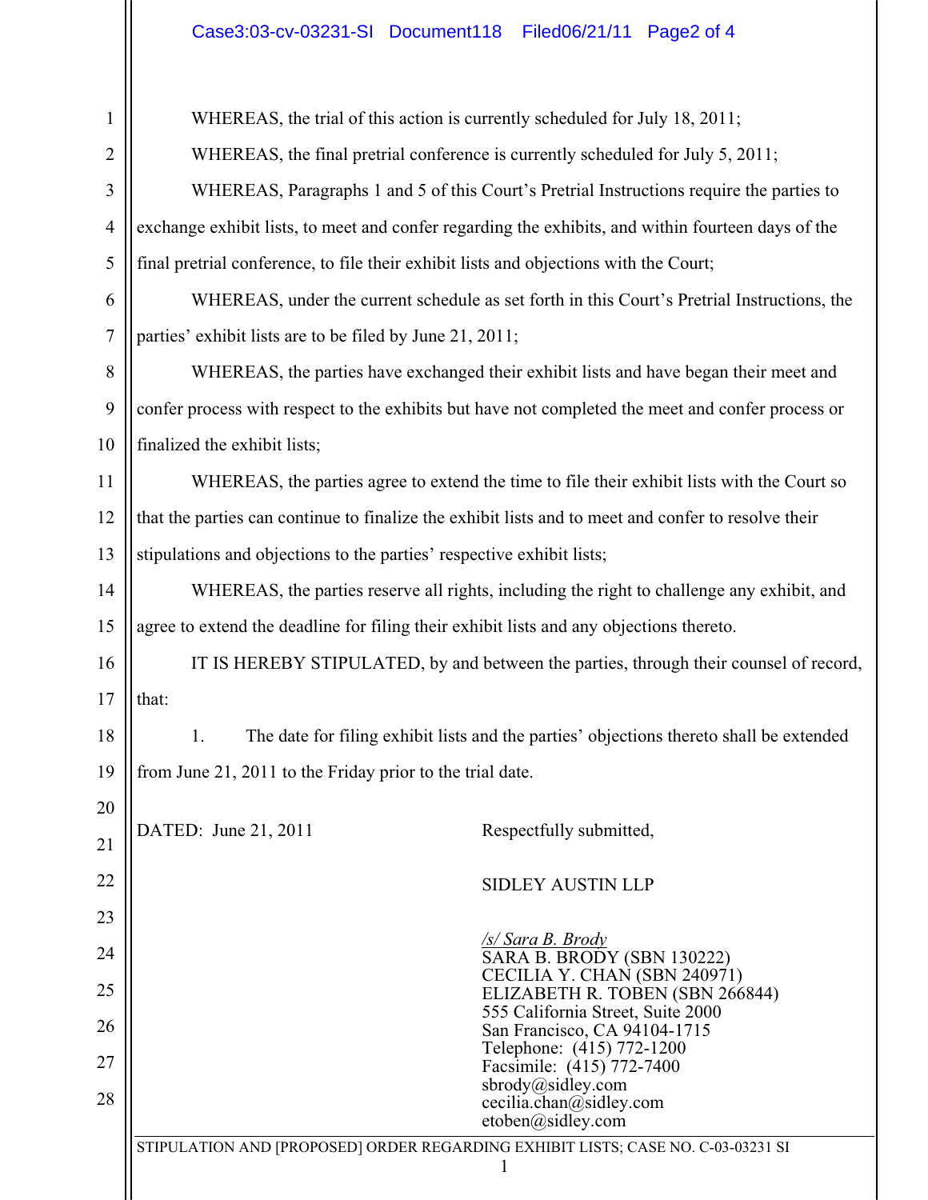WHEREAS, the trial of this action is currently scheduled for July 18, 2011;

WHEREAS, the final pretrial conference is currently scheduled for July 5, 2011;

WHEREAS, Paragraphs 1 and 5 of this Court's Pretrial Instructions require the parties to exchange exhibit lists, to meet and confer regarding the exhibits, and within fourteen days of the final pretrial conference, to file their exhibit lists and objections with the Court;

WHEREAS, under the current schedule as set forth in this Court's Pretrial Instructions, the parties' exhibit lists are to be filed by June 21, 2011;

WHEREAS, the parties have exchanged their exhibit lists and have began their meet and confer process with respect to the exhibits but have not completed the meet and confer process or finalized the exhibit lists;

WHEREAS, the parties agree to extend the time to file their exhibit lists with the Court so that the parties can continue to finalize the exhibit lists and to meet and confer to resolve their stipulations and objections to the parties' respective exhibit lists;

WHEREAS, the parties reserve all rights, including the right to challenge any exhibit, and agree to extend the deadline for filing their exhibit lists and any objections thereto.

IT IS HEREBY STIPULATED, by and between the parties, through their counsel of record, that:

1. The date for filing exhibit lists and the parties' objections thereto shall be extended from June 21, 2011 to the Friday prior to the trial date.

DATED: June 21, 2011

Respectfully submitted,

SIDLEY AUSTIN LLP

*/s/ Sara B. Brody*
SARA B. BRODY (SBN 130222)
CECILIA Y. CHAN (SBN 240971)
ELIZABETH R. TOBEN (SBN 266844)
555 California Street, Suite 2000
San Francisco, CA 94104-1715
Telephone: (415) 772-1200
Facsimile: (415) 772-7400
sbrody@sidley.com
cecilia.chan@sidley.com
etoben@sidley.com

STIPULATION AND [PROPOSED] ORDER REGARDING EXHIBIT LISTS; CASE NO. C-03-03231 SI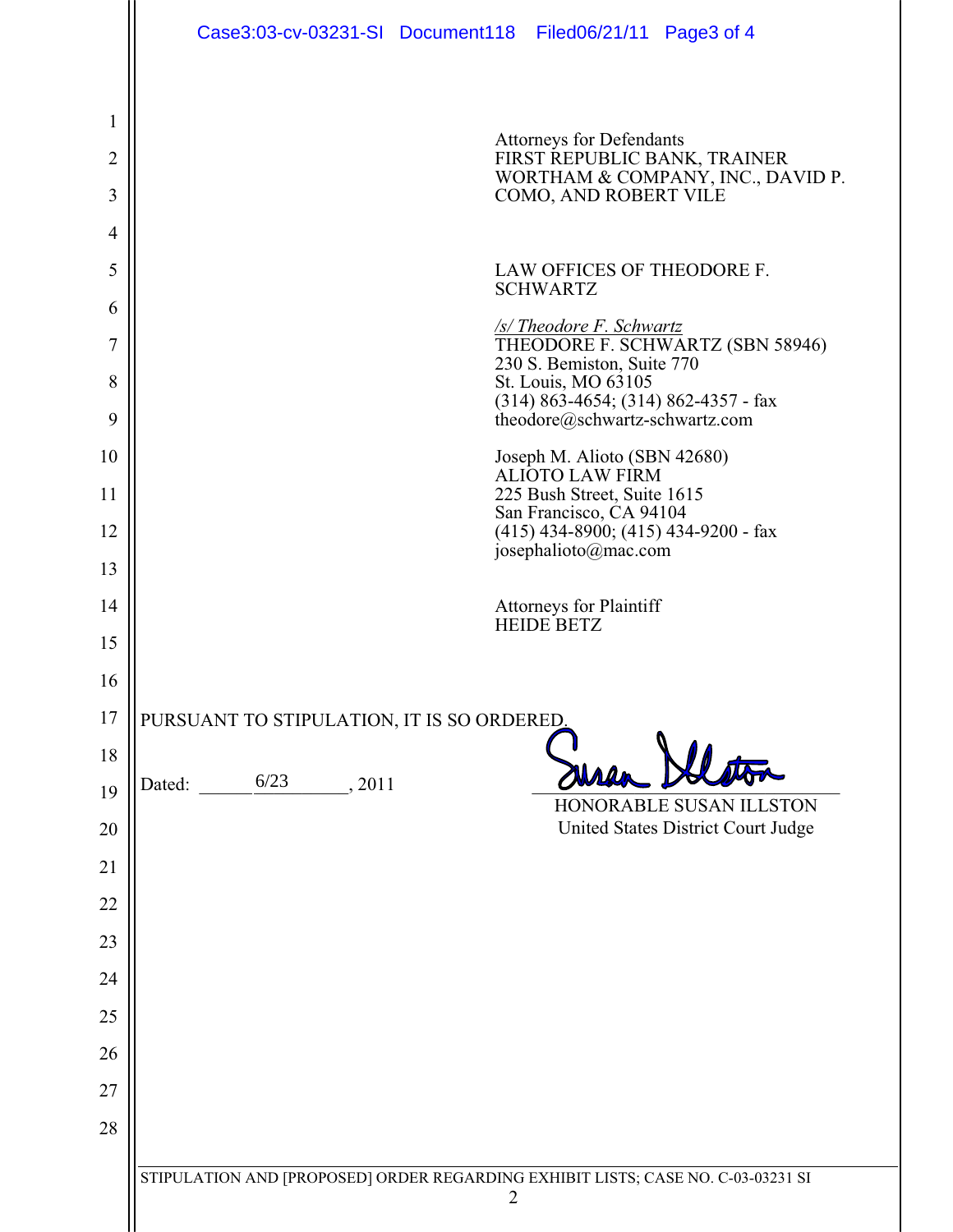Attorneys for Defendants
FIRST REPUBLIC BANK, TRAINER WORTHAM & COMPANY, INC., DAVID P. COMO, AND ROBERT VILE

LAW OFFICES OF THEODORE F. SCHWARTZ

*/s/ Theodore F. Schwartz*
THEODORE F. SCHWARTZ (SBN 58946)
230 S. Bemiston, Suite 770
St. Louis, MO 63105
(314) 863-4654; (314) 862-4357 - fax
theodore@schwartz-schwartz.com

Joseph M. Alioto (SBN 42680)
ALIOTO LAW FIRM
225 Bush Street, Suite 1615
San Francisco, CA 94104
(415) 434-8900; (415) 434-9200 - fax
josephalioto@mac.com

Attorneys for Plaintiff
HEIDE BETZ

PURSUANT TO STIPULATION, IT IS SO ORDERED.

Dated: 6/23, 2011

HONORABLE SUSAN ILLSTON
United States District Court Judge

STIPULATION AND [PROPOSED] ORDER REGARDING EXHIBIT LISTS; CASE NO. C-03-03231 SI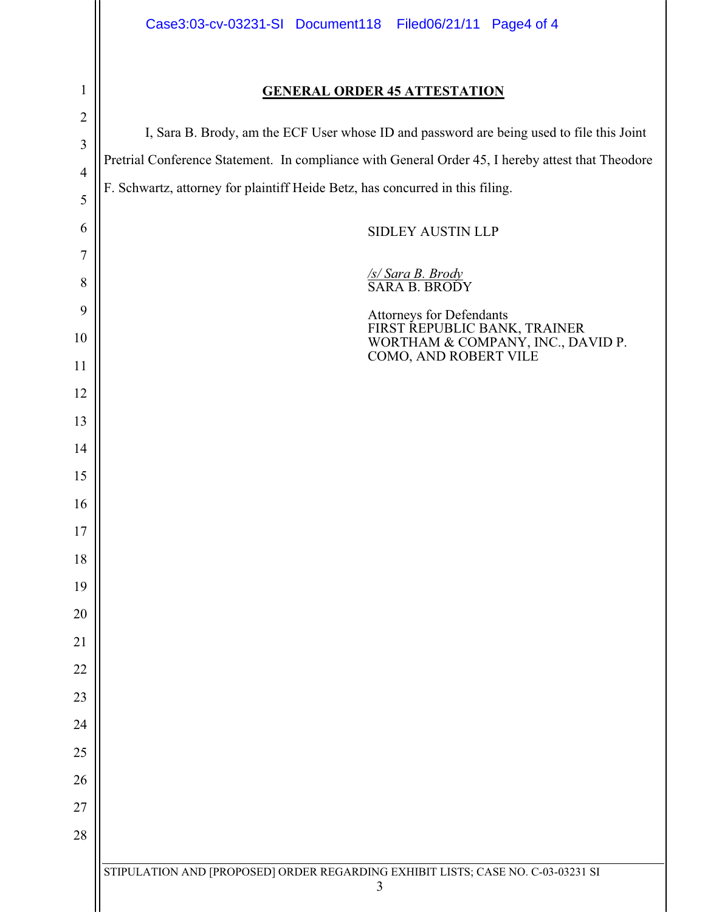## GENERAL ORDER 45 ATTESTATION

I, Sara B. Brody, am the ECF User whose ID and password are being used to file this Joint Pretrial Conference Statement. In compliance with General Order 45, I hereby attest that Theodore F. Schwartz, attorney for plaintiff Heide Betz, has concurred in this filing.

SIDLEY AUSTIN LLP

*/s/ Sara B. Brody*
SARA B. BRODY

Attorneys for Defendants
FIRST REPUBLIC BANK, TRAINER WORTHAM & COMPANY, INC., DAVID P. COMO, AND ROBERT VILE

STIPULATION AND [PROPOSED] ORDER REGARDING EXHIBIT LISTS; CASE NO. C-03-03231 SI